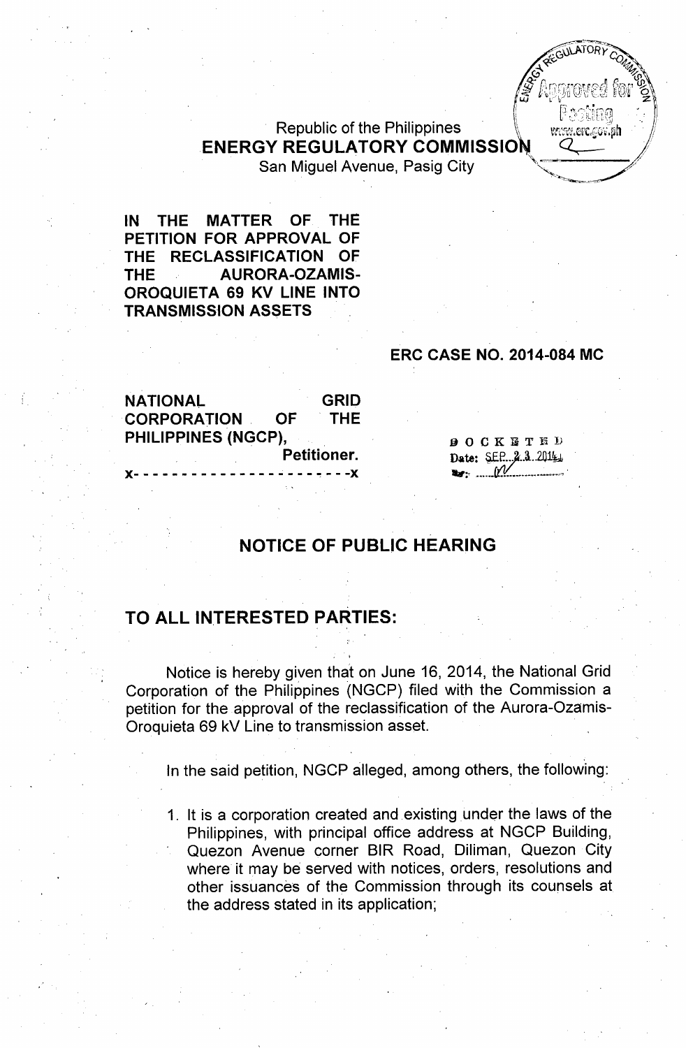Republic of the Philippines
**ENERGY REGULATORY COMMISSION**
San Miguel Avenue, Pasig City

**IN THE MATTER OF THE PETITION FOR APPROVAL OF THE RECLASSIFICATION OF THE AURORA-OZAMIS-OROQUIETA 69 KV LINE INTO TRANSMISSION ASSETS**

**ERC CASE NO. 2014-084 MC**

**NATIONAL GRID CORPORATION OF THE PHILIPPINES (NGCP),**
**Petitioner.**
x- - - - - - - - - - - - - - - - - - - - - -x

DOCKETED
Date: SEP 23 2014
By: ________

## NOTICE OF PUBLIC HEARING

## TO ALL INTERESTED PARTIES:

Notice is hereby given that on June 16, 2014, the National Grid Corporation of the Philippines (NGCP) filed with the Commission a petition for the approval of the reclassification of the Aurora-Ozamis-Oroquieta 69 kV Line to transmission asset.

In the said petition, NGCP alleged, among others, the following:

1. It is a corporation created and existing under the laws of the Philippines, with principal office address at NGCP Building, Quezon Avenue corner BIR Road, Diliman, Quezon City where it may be served with notices, orders, resolutions and other issuances of the Commission through its counsels at the address stated in its application;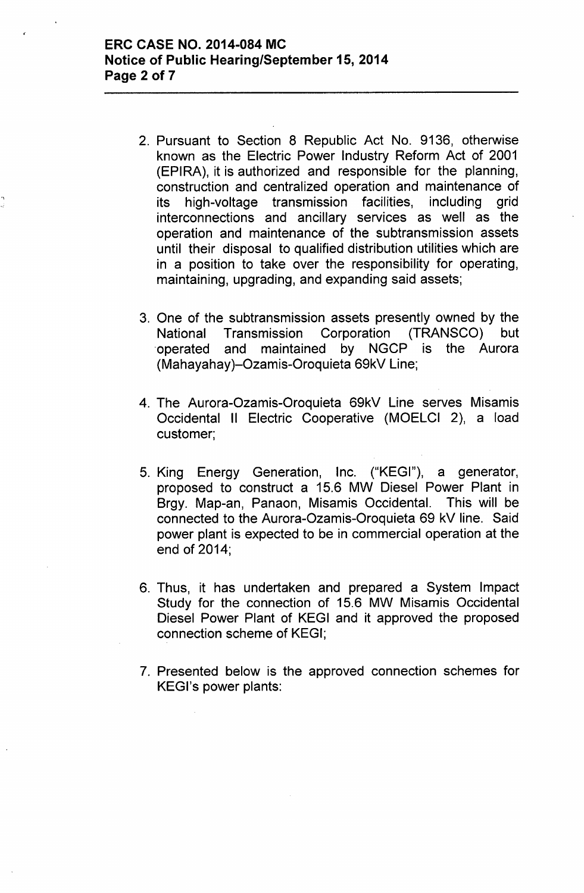2. Pursuant to Section 8 Republic Act No. 9136, otherwise known as the Electric Power Industry Reform Act of 2001 (EPIRA), it is authorized and responsible for the planning, construction and centralized operation and maintenance of its high-voltage transmission facilities, including grid interconnections and ancillary services as well as the operation and maintenance of the subtransmission assets until their disposal to qualified distribution utilities which are in a position to take over the responsibility for operating, maintaining, upgrading, and expanding said assets;

3. One of the subtransmission assets presently owned by the National Transmission Corporation (TRANSCO) but operated and maintained by NGCP is the Aurora (Mahayahay)–Ozamis-Oroquieta 69kV Line;

4. The Aurora-Ozamis-Oroquieta 69kV Line serves Misamis Occidental II Electric Cooperative (MOELCI 2), a load customer;

5. King Energy Generation, Inc. ("KEGI"), a generator, proposed to construct a 15.6 MW Diesel Power Plant in Brgy. Map-an, Panaon, Misamis Occidental. This will be connected to the Aurora-Ozamis-Oroquieta 69 kV line. Said power plant is expected to be in commercial operation at the end of 2014;

6. Thus, it has undertaken and prepared a System Impact Study for the connection of 15.6 MW Misamis Occidental Diesel Power Plant of KEGI and it approved the proposed connection scheme of KEGI;

7. Presented below is the approved connection schemes for KEGI's power plants: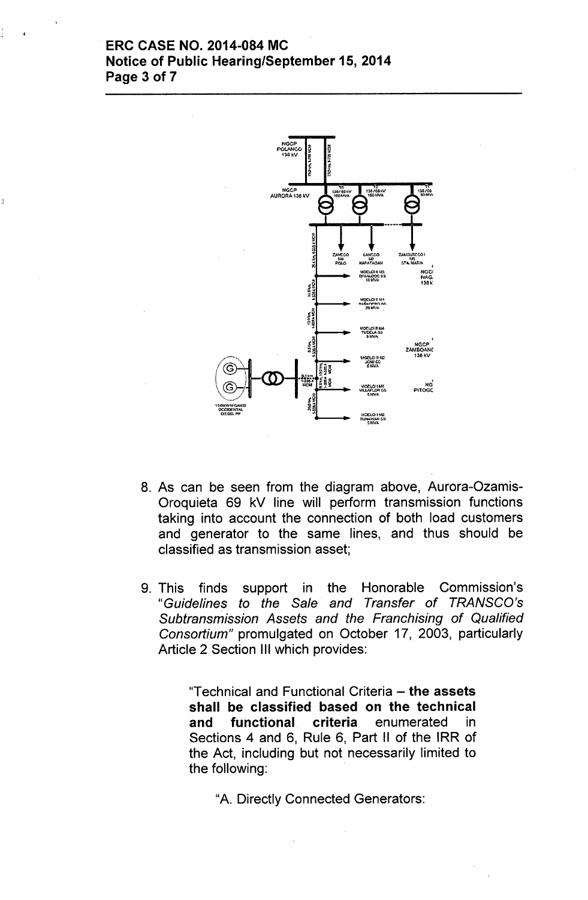8. As can be seen from the diagram above, Aurora-Ozamis-Oroquieta 69 kV line will perform transmission functions taking into account the connection of both load customers and generator to the same lines, and thus should be classified as transmission asset;

9. This finds support in the Honorable Commission's "*Guidelines to the Sale and Transfer of TRANSCO's Subtransmission Assets and the Franchising of Qualified Consortium*" promulgated on October 17, 2003, particularly Article 2 Section III which provides:

   > "Technical and Functional Criteria – **the assets shall be classified based on the technical and functional criteria** enumerated in Sections 4 and 6, Rule 6, Part II of the IRR of the Act, including but not necessarily limited to the following:
   >
   > "A. Directly Connected Generators: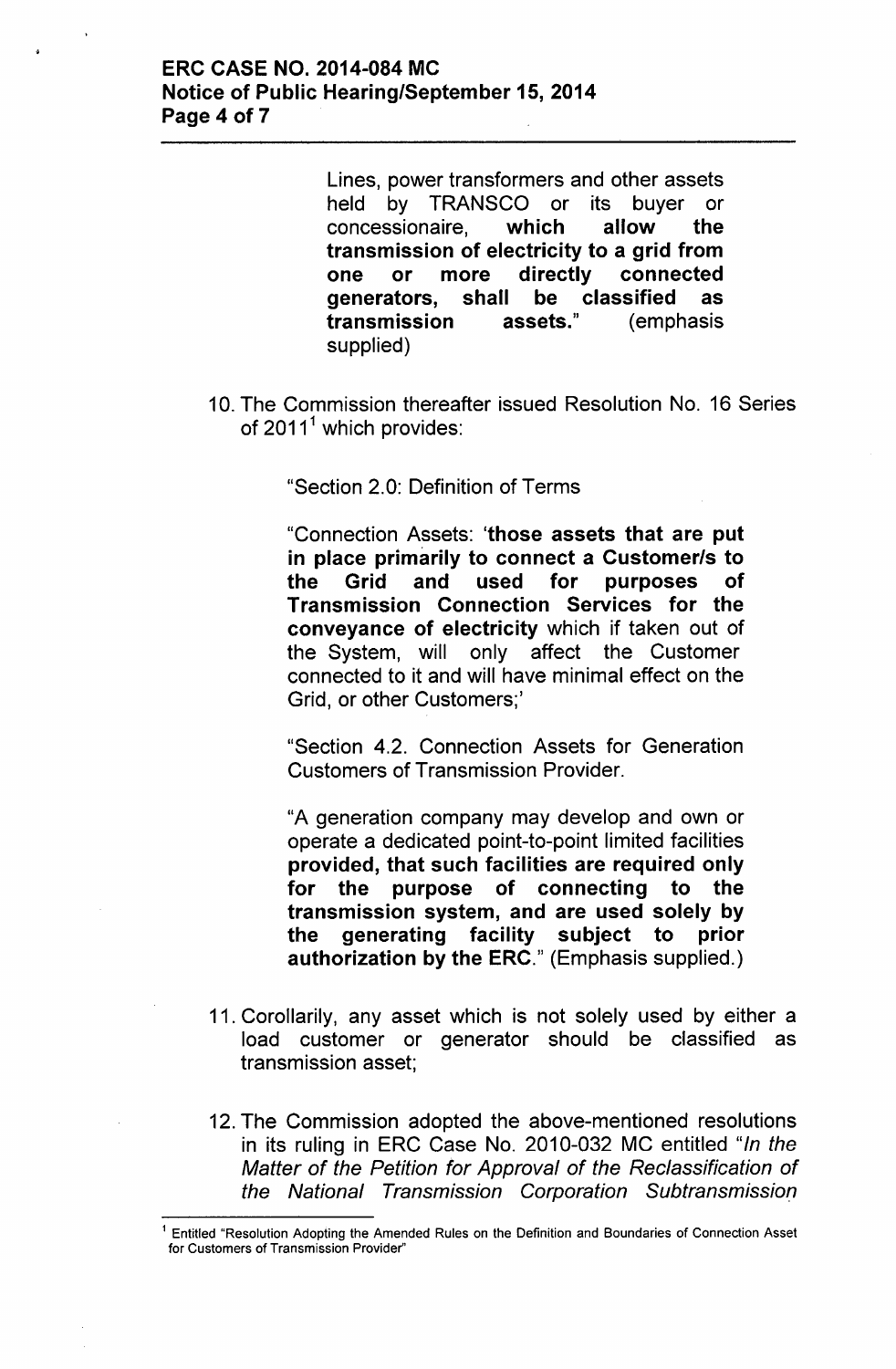Lines, power transformers and other assets held by TRANSCO or its buyer or concessionaire, **which allow the transmission of electricity to a grid from one or more directly connected generators, shall be classified as transmission assets.**" (emphasis supplied)

10. The Commission thereafter issued Resolution No. 16 Series of 2011[1] which provides:

> "Section 2.0: Definition of Terms
>
> "Connection Assets: '**those assets that are put in place primarily to connect a Customer/s to the Grid and used for purposes of Transmission Connection Services for the conveyance of electricity** which if taken out of the System, will only affect the Customer connected to it and will have minimal effect on the Grid, or other Customers;'
>
> "Section 4.2. Connection Assets for Generation Customers of Transmission Provider.
>
> "A generation company may develop and own or operate a dedicated point-to-point limited facilities **provided, that such facilities are required only for the purpose of connecting to the transmission system, and are used solely by the generating facility subject to prior authorization by the ERC.**" (Emphasis supplied.)

11. Corollarily, any asset which is not solely used by either a load customer or generator should be classified as transmission asset;

12. The Commission adopted the above-mentioned resolutions in its ruling in ERC Case No. 2010-032 MC entitled "*In the Matter of the Petition for Approval of the Reclassification of the National Transmission Corporation Subtransmission*

---

[1] Entitled "Resolution Adopting the Amended Rules on the Definition and Boundaries of Connection Asset for Customers of Transmission Provider"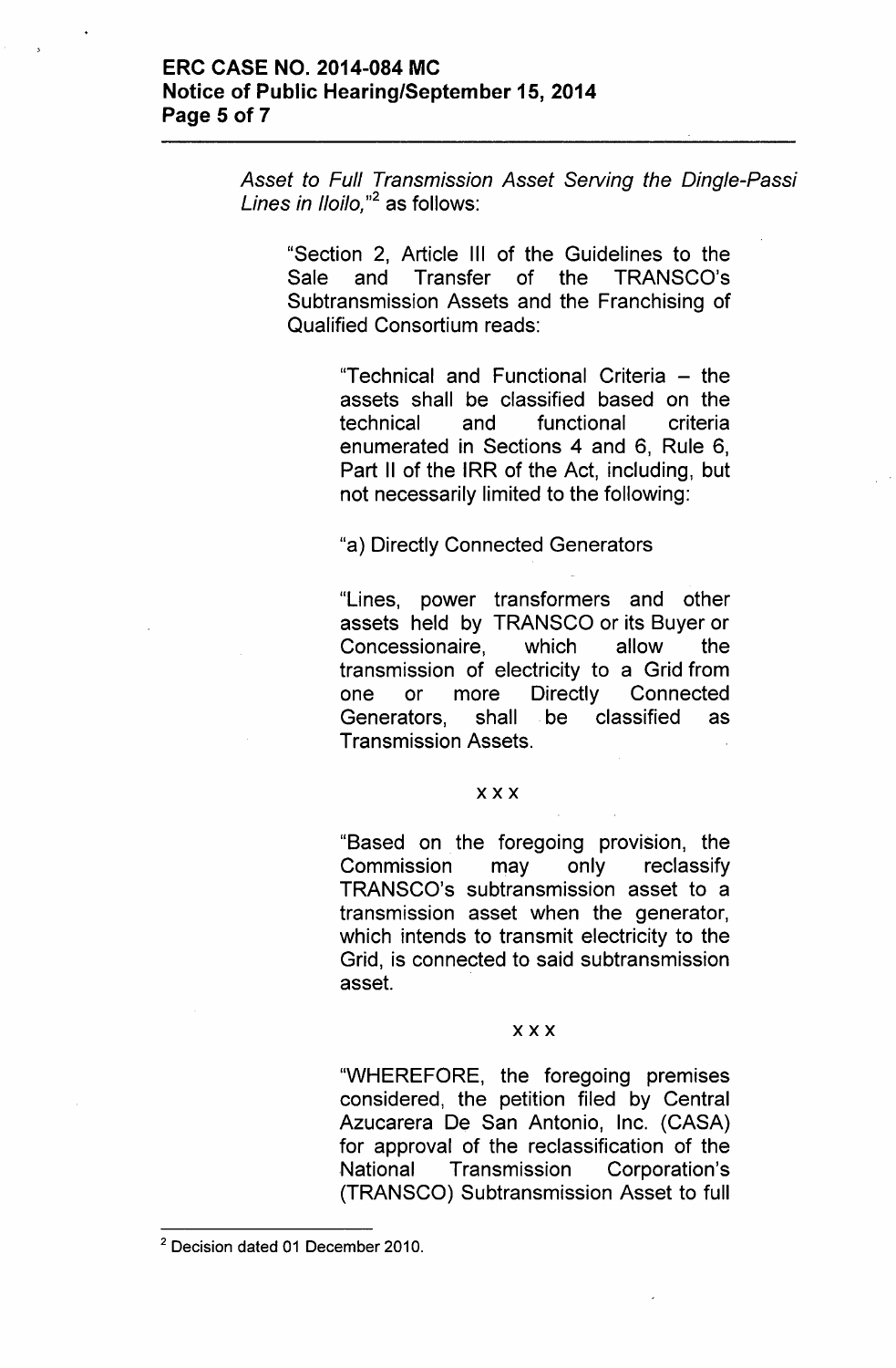*Asset to Full Transmission Asset Serving the Dingle-Passi Lines in Iloilo,*"[2] as follows:

> "Section 2, Article III of the Guidelines to the Sale and Transfer of the TRANSCO's Subtransmission Assets and the Franchising of Qualified Consortium reads:
>
> > "Technical and Functional Criteria – the assets shall be classified based on the technical and functional criteria enumerated in Sections 4 and 6, Rule 6, Part II of the IRR of the Act, including, but not necessarily limited to the following:
> >
> > "a) Directly Connected Generators
> >
> > "Lines, power transformers and other assets held by TRANSCO or its Buyer or Concessionaire, which allow the transmission of electricity to a Grid from one or more Directly Connected Generators, shall be classified as Transmission Assets.
> >
> > x x x
> >
> > "Based on the foregoing provision, the Commission may only reclassify TRANSCO's subtransmission asset to a transmission asset when the generator, which intends to transmit electricity to the Grid, is connected to said subtransmission asset.
> >
> > x x x
> >
> > "WHEREFORE, the foregoing premises considered, the petition filed by Central Azucarera De San Antonio, Inc. (CASA) for approval of the reclassification of the National Transmission Corporation's (TRANSCO) Subtransmission Asset to full

---

[2] Decision dated 01 December 2010.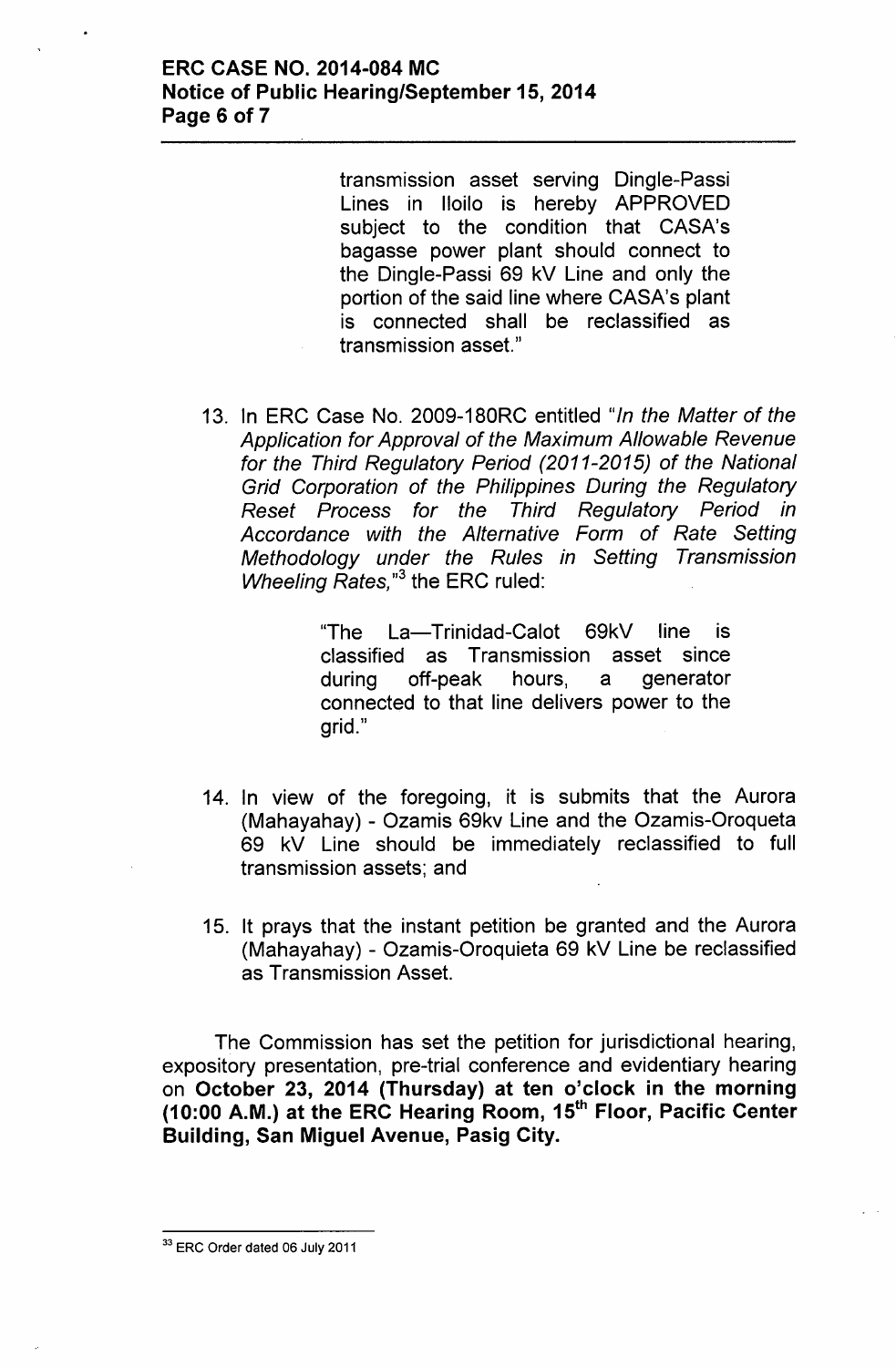transmission asset serving Dingle-Passi Lines in Iloilo is hereby APPROVED subject to the condition that CASA's bagasse power plant should connect to the Dingle-Passi 69 kV Line and only the portion of the said line where CASA's plant is connected shall be reclassified as transmission asset."

13. In ERC Case No. 2009-180RC entitled "*In the Matter of the Application for Approval of the Maximum Allowable Revenue for the Third Regulatory Period (2011-2015) of the National Grid Corporation of the Philippines During the Regulatory Reset Process for the Third Regulatory Period in Accordance with the Alternative Form of Rate Setting Methodology under the Rules in Setting Transmission Wheeling Rates,*"[3] the ERC ruled:

> "The La—Trinidad-Calot 69kV line is classified as Transmission asset since during off-peak hours, a generator connected to that line delivers power to the grid."

14. In view of the foregoing, it is submits that the Aurora (Mahayahay) - Ozamis 69kv Line and the Ozamis-Oroqueta 69 kV Line should be immediately reclassified to full transmission assets; and

15. It prays that the instant petition be granted and the Aurora (Mahayahay) - Ozamis-Oroquieta 69 kV Line be reclassified as Transmission Asset.

The Commission has set the petition for jurisdictional hearing, expository presentation, pre-trial conference and evidentiary hearing on **October 23, 2014 (Thursday) at ten o'clock in the morning (10:00 A.M.) at the ERC Hearing Room, 15th Floor, Pacific Center Building, San Miguel Avenue, Pasig City.**

---

[33] ERC Order dated 06 July 2011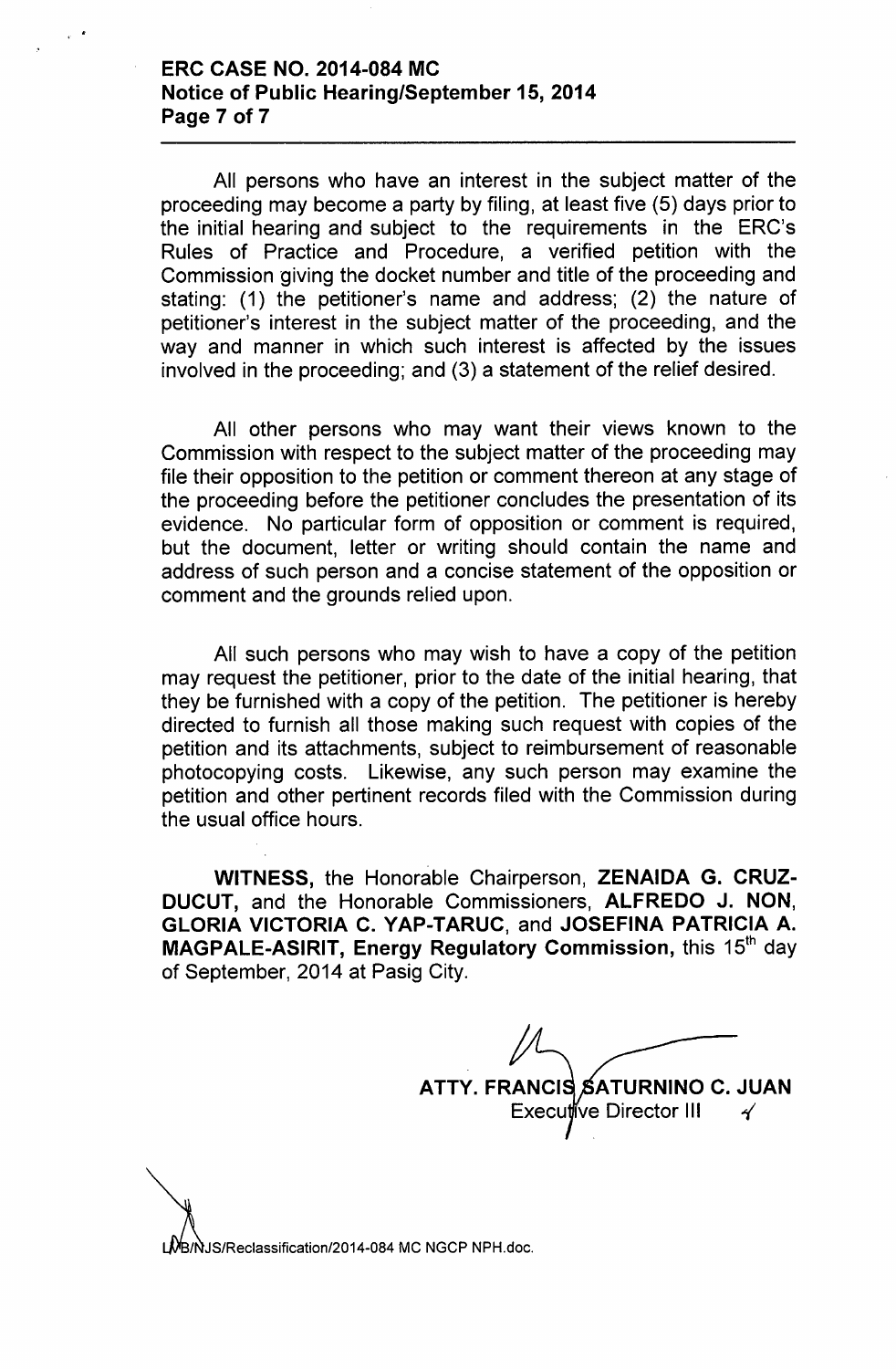All persons who have an interest in the subject matter of the proceeding may become a party by filing, at least five (5) days prior to the initial hearing and subject to the requirements in the ERC's Rules of Practice and Procedure, a verified petition with the Commission giving the docket number and title of the proceeding and stating: (1) the petitioner's name and address; (2) the nature of petitioner's interest in the subject matter of the proceeding, and the way and manner in which such interest is affected by the issues involved in the proceeding; and (3) a statement of the relief desired.

All other persons who may want their views known to the Commission with respect to the subject matter of the proceeding may file their opposition to the petition or comment thereon at any stage of the proceeding before the petitioner concludes the presentation of its evidence. No particular form of opposition or comment is required, but the document, letter or writing should contain the name and address of such person and a concise statement of the opposition or comment and the grounds relied upon.

All such persons who may wish to have a copy of the petition may request the petitioner, prior to the date of the initial hearing, that they be furnished with a copy of the petition. The petitioner is hereby directed to furnish all those making such request with copies of the petition and its attachments, subject to reimbursement of reasonable photocopying costs. Likewise, any such person may examine the petition and other pertinent records filed with the Commission during the usual office hours.

**WITNESS,** the Honorable Chairperson, **ZENAIDA G. CRUZ-DUCUT,** and the Honorable Commissioners, **ALFREDO J. NON, GLORIA VICTORIA C. YAP-TARUC,** and **JOSEFINA PATRICIA A. MAGPALE-ASIRIT, Energy Regulatory Commission,** this 15th day of September, 2014 at Pasig City.

**ATTY. FRANCIS SATURNINO C. JUAN**
Executive Director III

LMB/NJS/Reclassification/2014-084 MC NGCP NPH.doc.